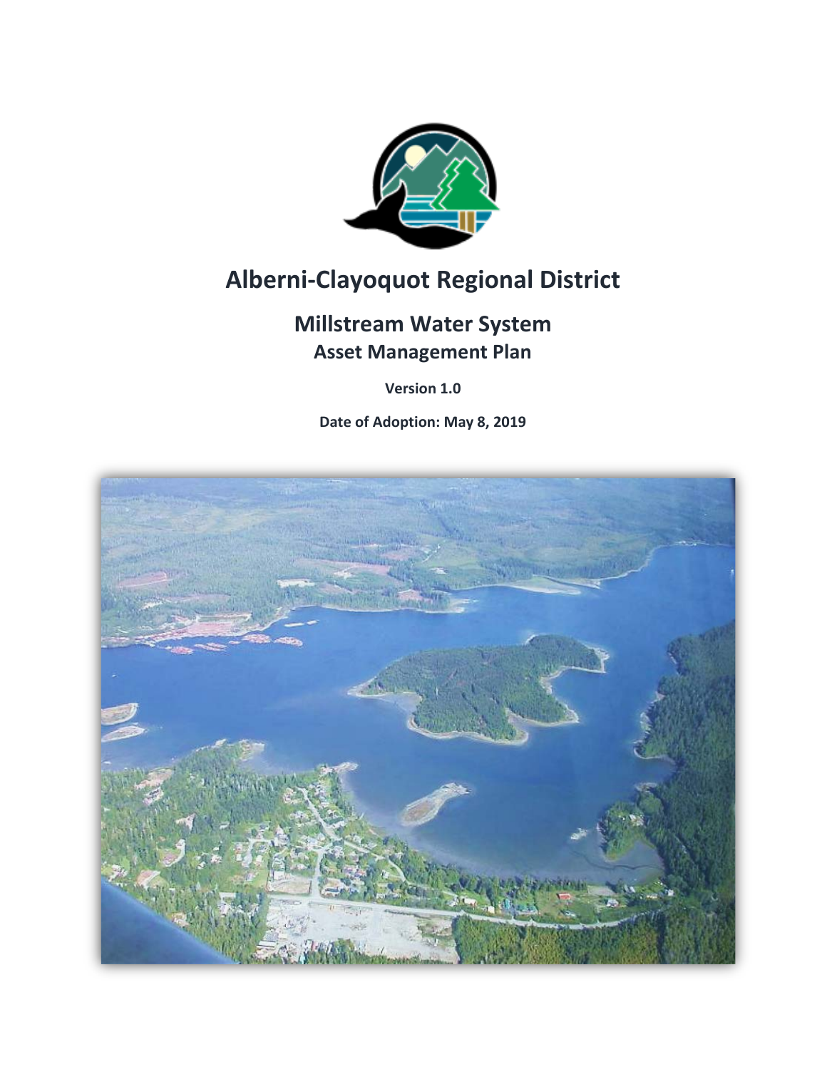# Alberni-Clayoquot Regional District

## Millstream Water System

### Asset Management Plan

**Version 1.0**

**Date of Adoption: May 8, 2019**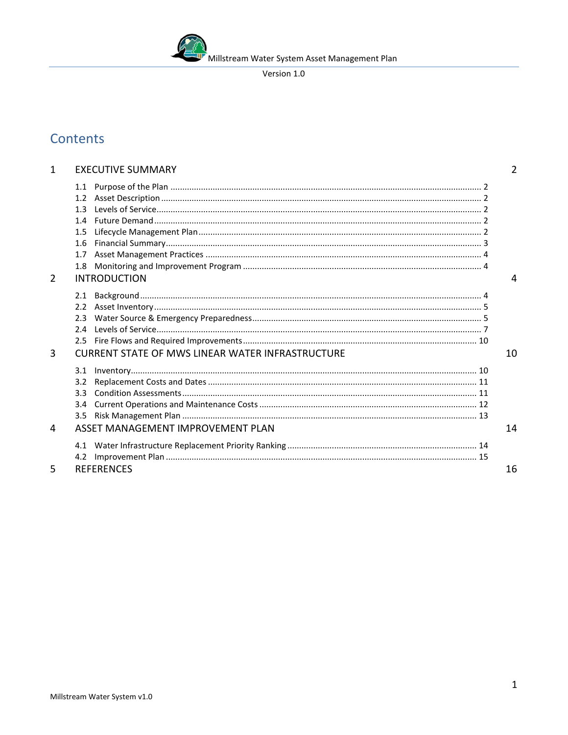Version 1.0

# Contents

| | | |
|---|---|---|
| 1 | EXECUTIVE SUMMARY | 2 |
| | 1.1 Purpose of the Plan | 2 |
| | 1.2 Asset Description | 2 |
| | 1.3 Levels of Service | 2 |
| | 1.4 Future Demand | 2 |
| | 1.5 Lifecycle Management Plan | 2 |
| | 1.6 Financial Summary | 3 |
| | 1.7 Asset Management Practices | 4 |
| | 1.8 Monitoring and Improvement Program | 4 |
| 2 | INTRODUCTION | 4 |
| | 2.1 Background | 4 |
| | 2.2 Asset Inventory | 5 |
| | 2.3 Water Source & Emergency Preparedness | 5 |
| | 2.4 Levels of Service | 7 |
| | 2.5 Fire Flows and Required Improvements | 10 |
| 3 | CURRENT STATE OF MWS LINEAR WATER INFRASTRUCTURE | 10 |
| | 3.1 Inventory | 10 |
| | 3.2 Replacement Costs and Dates | 11 |
| | 3.3 Condition Assessments | 11 |
| | 3.4 Current Operations and Maintenance Costs | 12 |
| | 3.5 Risk Management Plan | 13 |
| 4 | ASSET MANAGEMENT IMPROVEMENT PLAN | 14 |
| | 4.1 Water Infrastructure Replacement Priority Ranking | 14 |
| | 4.2 Improvement Plan | 15 |
| 5 | REFERENCES | 16 |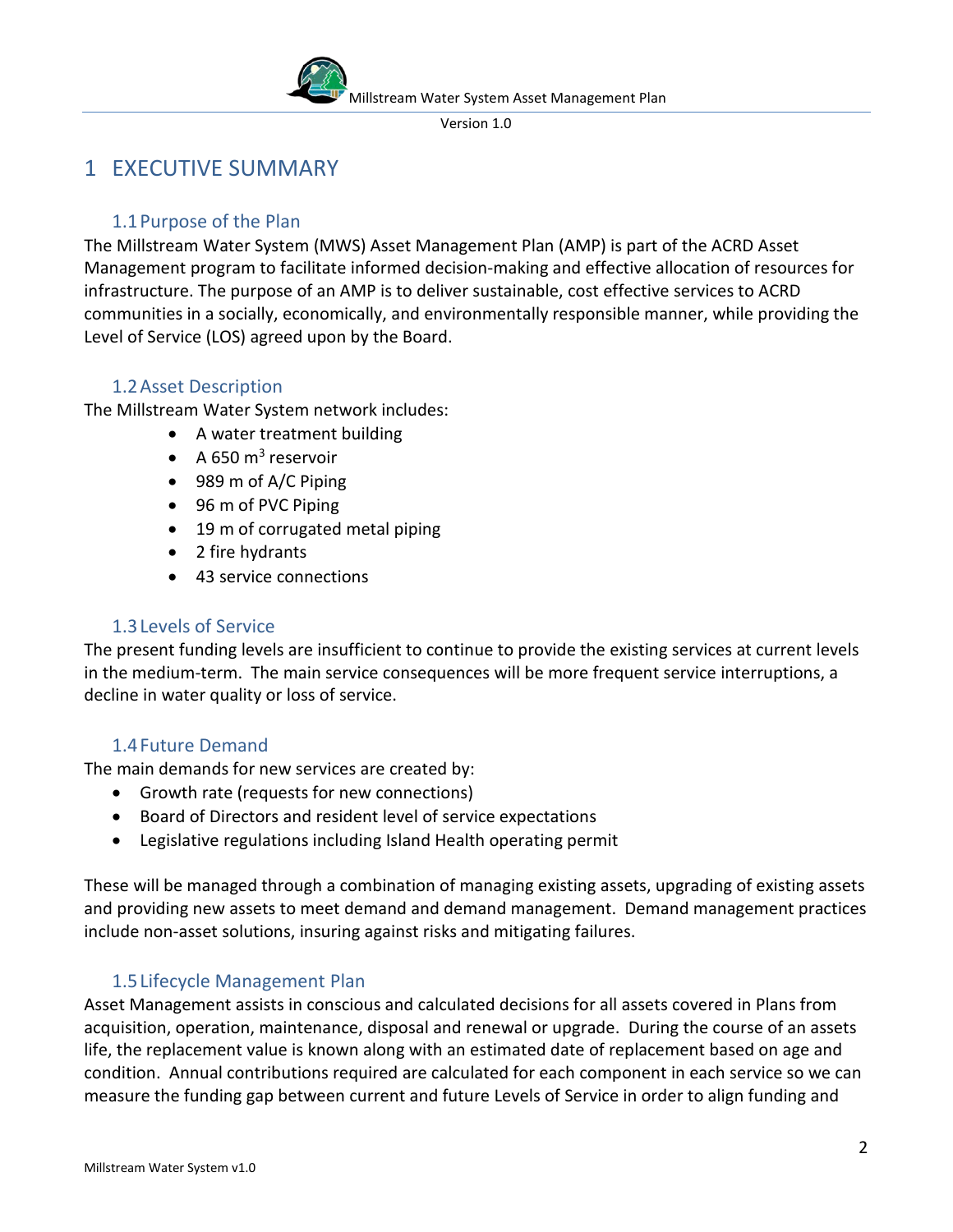# 1 EXECUTIVE SUMMARY

## 1.1 Purpose of the Plan

The Millstream Water System (MWS) Asset Management Plan (AMP) is part of the ACRD Asset Management program to facilitate informed decision-making and effective allocation of resources for infrastructure. The purpose of an AMP is to deliver sustainable, cost effective services to ACRD communities in a socially, economically, and environmentally responsible manner, while providing the Level of Service (LOS) agreed upon by the Board.

## 1.2 Asset Description

The Millstream Water System network includes:

- A water treatment building
- A 650 $m^3$ reservoir
- 989 m of A/C Piping
- 96 m of PVC Piping
- 19 m of corrugated metal piping
- 2 fire hydrants
- 43 service connections

## 1.3 Levels of Service

The present funding levels are insufficient to continue to provide the existing services at current levels in the medium-term. The main service consequences will be more frequent service interruptions, a decline in water quality or loss of service.

## 1.4 Future Demand

The main demands for new services are created by:

- Growth rate (requests for new connections)
- Board of Directors and resident level of service expectations
- Legislative regulations including Island Health operating permit

These will be managed through a combination of managing existing assets, upgrading of existing assets and providing new assets to meet demand and demand management. Demand management practices include non-asset solutions, insuring against risks and mitigating failures.

## 1.5 Lifecycle Management Plan

Asset Management assists in conscious and calculated decisions for all assets covered in Plans from acquisition, operation, maintenance, disposal and renewal or upgrade. During the course of an assets life, the replacement value is known along with an estimated date of replacement based on age and condition. Annual contributions required are calculated for each component in each service so we can measure the funding gap between current and future Levels of Service in order to align funding and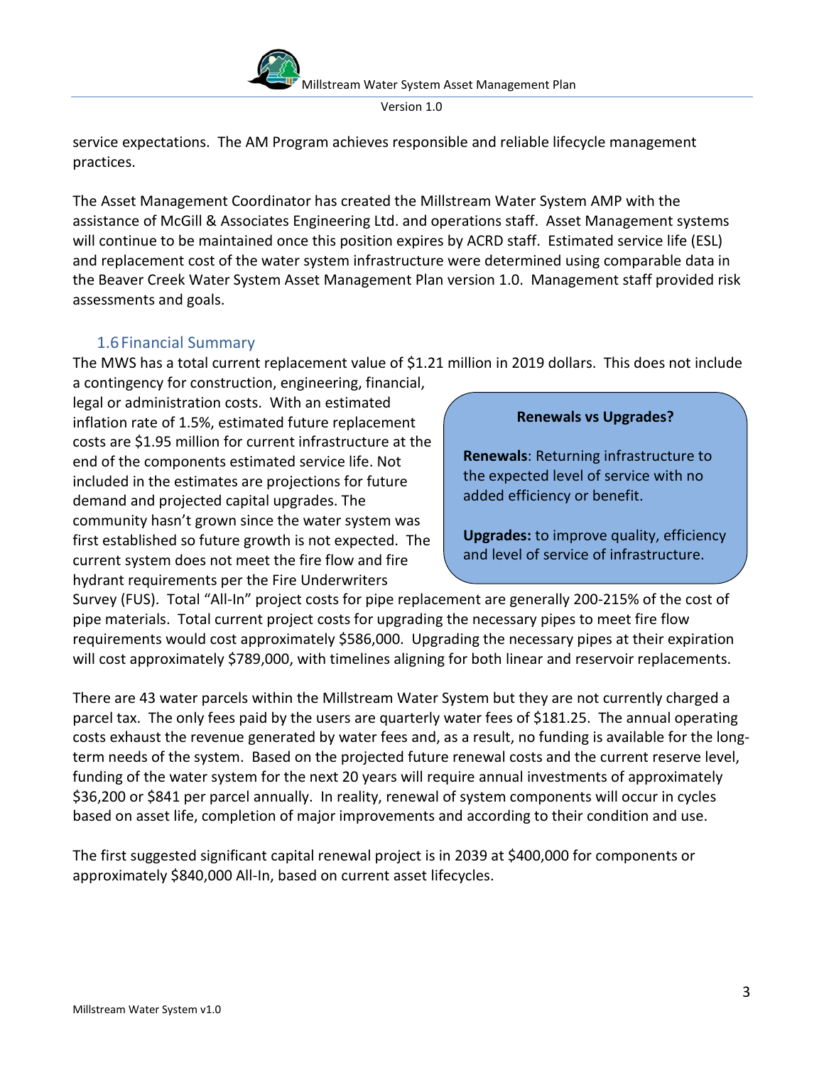service expectations. The AM Program achieves responsible and reliable lifecycle management practices.

The Asset Management Coordinator has created the Millstream Water System AMP with the assistance of McGill & Associates Engineering Ltd. and operations staff. Asset Management systems will continue to be maintained once this position expires by ACRD staff. Estimated service life (ESL) and replacement cost of the water system infrastructure were determined using comparable data in the Beaver Creek Water System Asset Management Plan version 1.0. Management staff provided risk assessments and goals.

### 1.6 Financial Summary

The MWS has a total current replacement value of $1.21 million in 2019 dollars. This does not include a contingency for construction, engineering, financial, legal or administration costs. With an estimated inflation rate of 1.5%, estimated future replacement costs are $1.95 million for current infrastructure at the end of the components estimated service life. Not included in the estimates are projections for future demand and projected capital upgrades. The community hasn't grown since the water system was first established so future growth is not expected. The current system does not meet the fire flow and fire hydrant requirements per the Fire Underwriters Survey (FUS). Total "All-In" project costs for pipe replacement are generally 200-215% of the cost of pipe materials. Total current project costs for upgrading the necessary pipes to meet fire flow requirements would cost approximately $586,000. Upgrading the necessary pipes at their expiration will cost approximately $789,000, with timelines aligning for both linear and reservoir replacements.

> **Renewals vs Upgrades?**
>
> **Renewals**: Returning infrastructure to the expected level of service with no added efficiency or benefit.
>
> **Upgrades:** to improve quality, efficiency and level of service of infrastructure.

There are 43 water parcels within the Millstream Water System but they are not currently charged a parcel tax. The only fees paid by the users are quarterly water fees of $181.25. The annual operating costs exhaust the revenue generated by water fees and, as a result, no funding is available for the long-term needs of the system. Based on the projected future renewal costs and the current reserve level, funding of the water system for the next 20 years will require annual investments of approximately $36,200 or $841 per parcel annually. In reality, renewal of system components will occur in cycles based on asset life, completion of major improvements and according to their condition and use.

The first suggested significant capital renewal project is in 2039 at $400,000 for components or approximately $840,000 All-In, based on current asset lifecycles.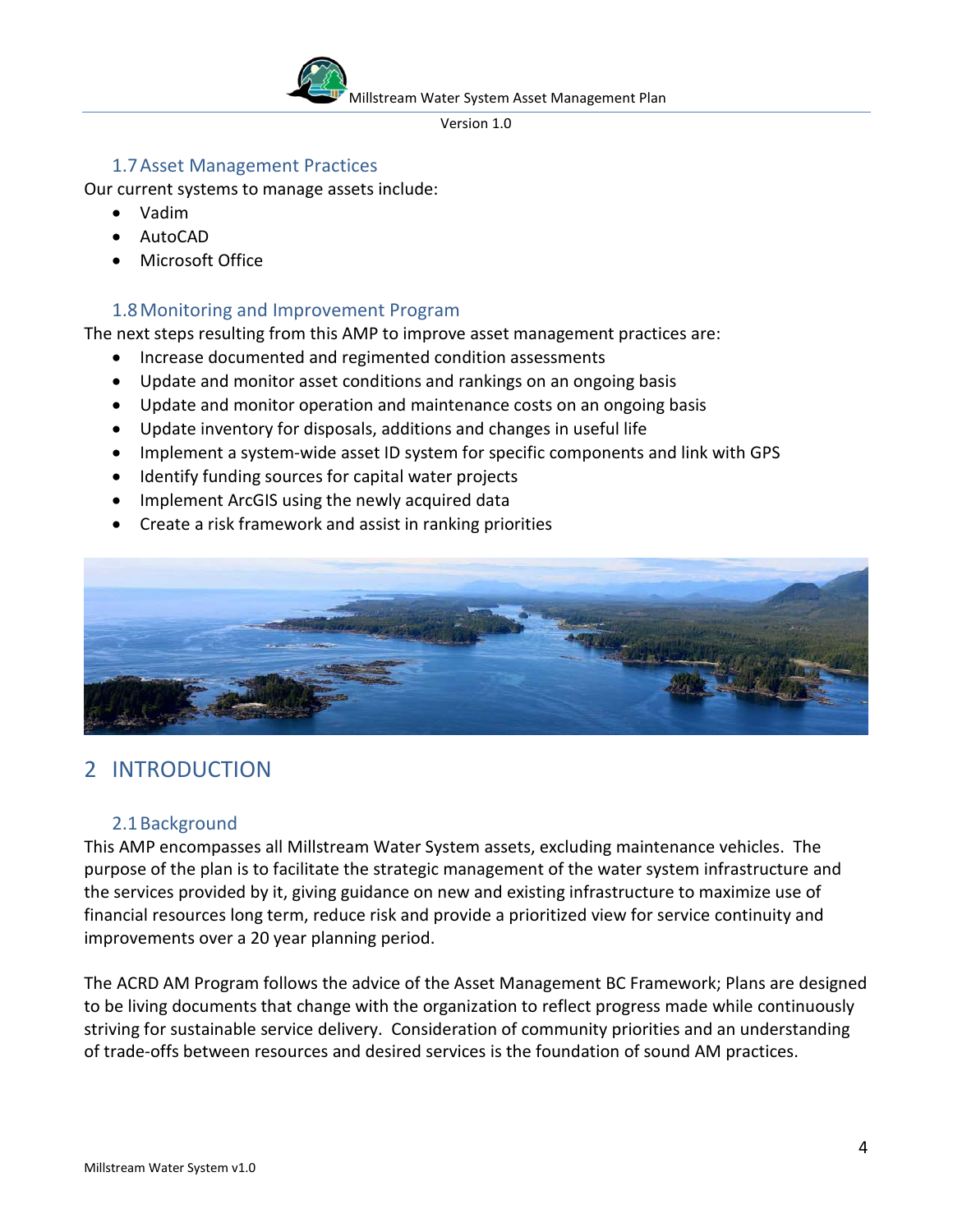### 1.7 Asset Management Practices

Our current systems to manage assets include:

- Vadim
- AutoCAD
- Microsoft Office

### 1.8 Monitoring and Improvement Program

The next steps resulting from this AMP to improve asset management practices are:

- Increase documented and regimented condition assessments
- Update and monitor asset conditions and rankings on an ongoing basis
- Update and monitor operation and maintenance costs on an ongoing basis
- Update inventory for disposals, additions and changes in useful life
- Implement a system-wide asset ID system for specific components and link with GPS
- Identify funding sources for capital water projects
- Implement ArcGIS using the newly acquired data
- Create a risk framework and assist in ranking priorities

# 2 INTRODUCTION

### 2.1 Background

This AMP encompasses all Millstream Water System assets, excluding maintenance vehicles. The purpose of the plan is to facilitate the strategic management of the water system infrastructure and the services provided by it, giving guidance on new and existing infrastructure to maximize use of financial resources long term, reduce risk and provide a prioritized view for service continuity and improvements over a 20 year planning period.

The ACRD AM Program follows the advice of the Asset Management BC Framework; Plans are designed to be living documents that change with the organization to reflect progress made while continuously striving for sustainable service delivery. Consideration of community priorities and an understanding of trade-offs between resources and desired services is the foundation of sound AM practices.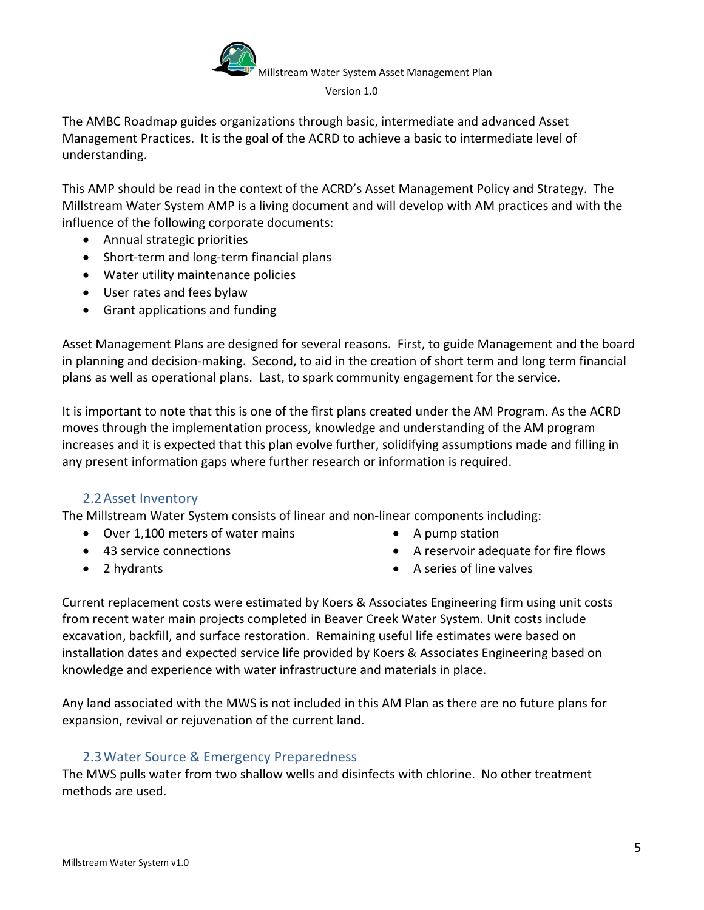The AMBC Roadmap guides organizations through basic, intermediate and advanced Asset Management Practices. It is the goal of the ACRD to achieve a basic to intermediate level of understanding.

This AMP should be read in the context of the ACRD's Asset Management Policy and Strategy. The Millstream Water System AMP is a living document and will develop with AM practices and with the influence of the following corporate documents:

- Annual strategic priorities
- Short-term and long-term financial plans
- Water utility maintenance policies
- User rates and fees bylaw
- Grant applications and funding

Asset Management Plans are designed for several reasons. First, to guide Management and the board in planning and decision-making. Second, to aid in the creation of short term and long term financial plans as well as operational plans. Last, to spark community engagement for the service.

It is important to note that this is one of the first plans created under the AM Program. As the ACRD moves through the implementation process, knowledge and understanding of the AM program increases and it is expected that this plan evolve further, solidifying assumptions made and filling in any present information gaps where further research or information is required.

## 2.2 Asset Inventory

The Millstream Water System consists of linear and non-linear components including:

- Over 1,100 meters of water mains
- 43 service connections
- 2 hydrants
- A pump station
- A reservoir adequate for fire flows
- A series of line valves

Current replacement costs were estimated by Koers & Associates Engineering firm using unit costs from recent water main projects completed in Beaver Creek Water System. Unit costs include excavation, backfill, and surface restoration. Remaining useful life estimates were based on installation dates and expected service life provided by Koers & Associates Engineering based on knowledge and experience with water infrastructure and materials in place.

Any land associated with the MWS is not included in this AM Plan as there are no future plans for expansion, revival or rejuvenation of the current land.

## 2.3 Water Source & Emergency Preparedness

The MWS pulls water from two shallow wells and disinfects with chlorine. No other treatment methods are used.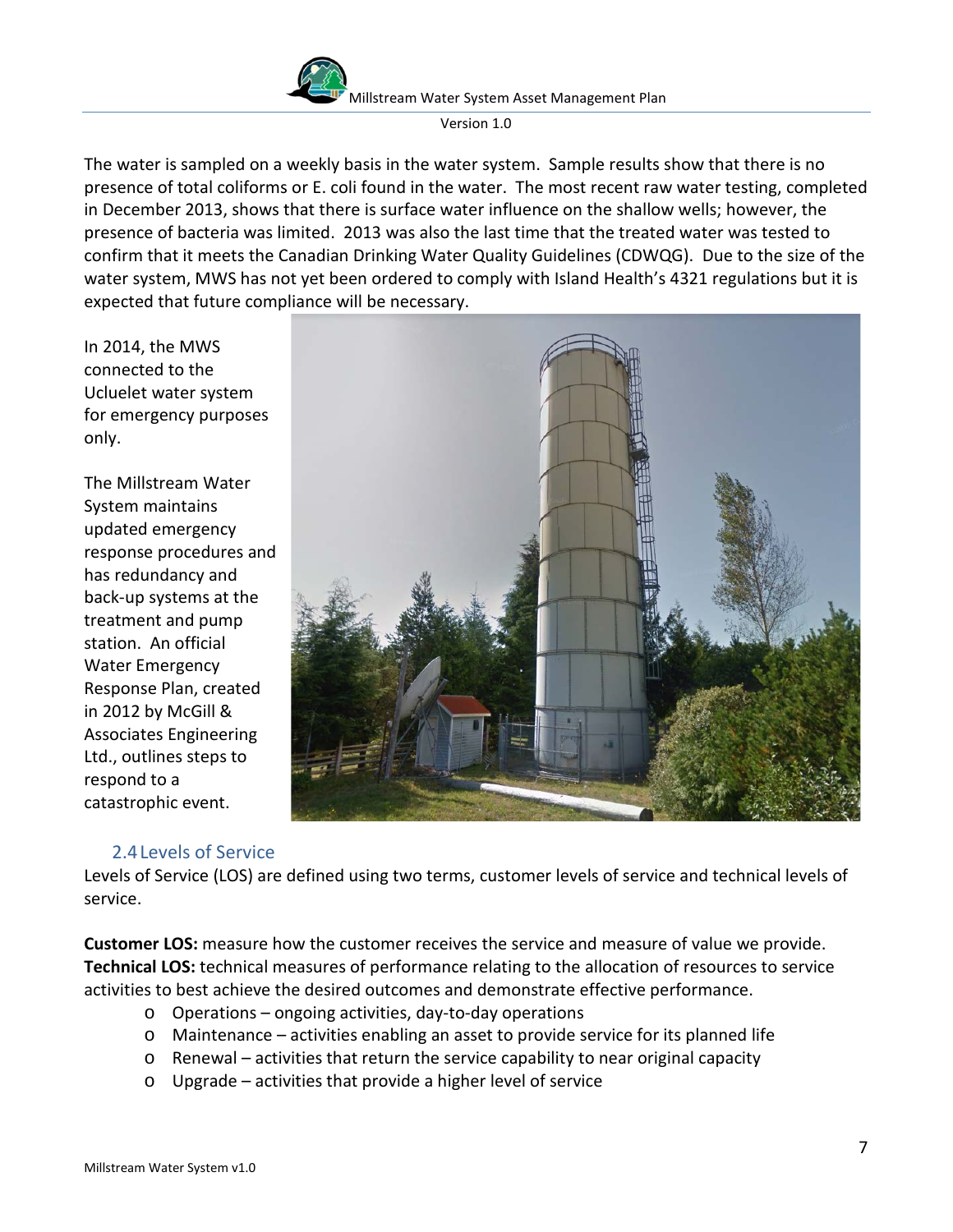The water is sampled on a weekly basis in the water system. Sample results show that there is no presence of total coliforms or E. coli found in the water. The most recent raw water testing, completed in December 2013, shows that there is surface water influence on the shallow wells; however, the presence of bacteria was limited. 2013 was also the last time that the treated water was tested to confirm that it meets the Canadian Drinking Water Quality Guidelines (CDWQG). Due to the size of the water system, MWS has not yet been ordered to comply with Island Health's 4321 regulations but it is expected that future compliance will be necessary.

In 2014, the MWS connected to the Ucluelet water system for emergency purposes only.

The Millstream Water System maintains updated emergency response procedures and has redundancy and back-up systems at the treatment and pump station. An official Water Emergency Response Plan, created in 2012 by McGill & Associates Engineering Ltd., outlines steps to respond to a catastrophic event.

## 2.4 Levels of Service

Levels of Service (LOS) are defined using two terms, customer levels of service and technical levels of service.

**Customer LOS:** measure how the customer receives the service and measure of value we provide.
**Technical LOS:** technical measures of performance relating to the allocation of resources to service activities to best achieve the desired outcomes and demonstrate effective performance.

- Operations – ongoing activities, day-to-day operations
- Maintenance – activities enabling an asset to provide service for its planned life
- Renewal – activities that return the service capability to near original capacity
- Upgrade – activities that provide a higher level of service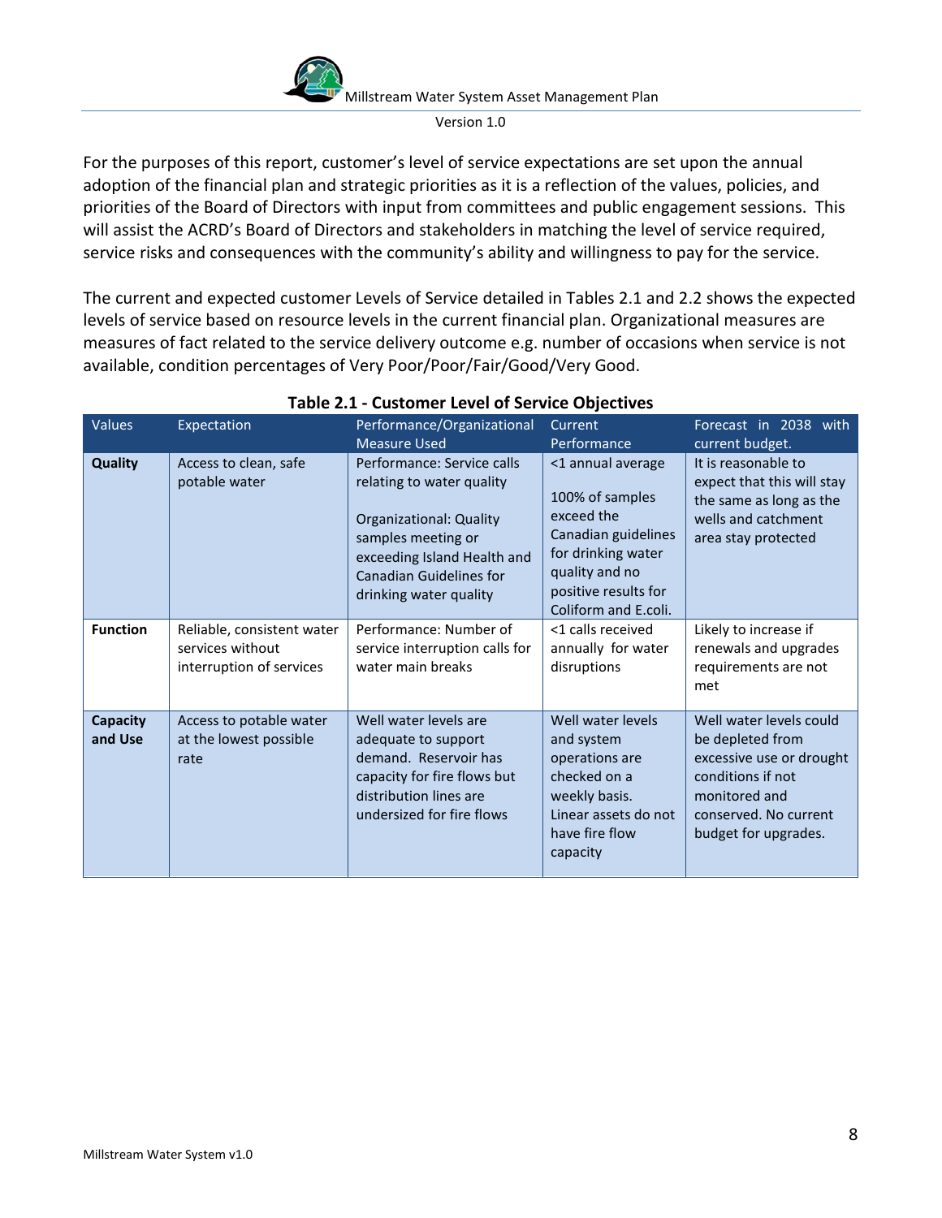For the purposes of this report, customer's level of service expectations are set upon the annual adoption of the financial plan and strategic priorities as it is a reflection of the values, policies, and priorities of the Board of Directors with input from committees and public engagement sessions. This will assist the ACRD's Board of Directors and stakeholders in matching the level of service required, service risks and consequences with the community's ability and willingness to pay for the service.

The current and expected customer Levels of Service detailed in Tables 2.1 and 2.2 shows the expected levels of service based on resource levels in the current financial plan. Organizational measures are measures of fact related to the service delivery outcome e.g. number of occasions when service is not available, condition percentages of Very Poor/Poor/Fair/Good/Very Good.

**Table 2.1 - Customer Level of Service Objectives**

| Values | Expectation | Performance/Organizational Measure Used | Current Performance | Forecast in 2038 with current budget. |
|---|---|---|---|---|
| **Quality** | Access to clean, safe potable water | Performance: Service calls relating to water quality<br><br>Organizational: Quality samples meeting or exceeding Island Health and Canadian Guidelines for drinking water quality | <1 annual average<br><br>100% of samples exceed the Canadian guidelines for drinking water quality and no positive results for Coliform and E.coli. | It is reasonable to expect that this will stay the same as long as the wells and catchment area stay protected |
| **Function** | Reliable, consistent water services without interruption of services | Performance: Number of service interruption calls for water main breaks | <1 calls received annually for water disruptions | Likely to increase if renewals and upgrades requirements are not met |
| **Capacity and Use** | Access to potable water at the lowest possible rate | Well water levels are adequate to support demand. Reservoir has capacity for fire flows but distribution lines are undersized for fire flows | Well water levels and system operations are checked on a weekly basis. Linear assets do not have fire flow capacity | Well water levels could be depleted from excessive use or drought conditions if not monitored and conserved. No current budget for upgrades. |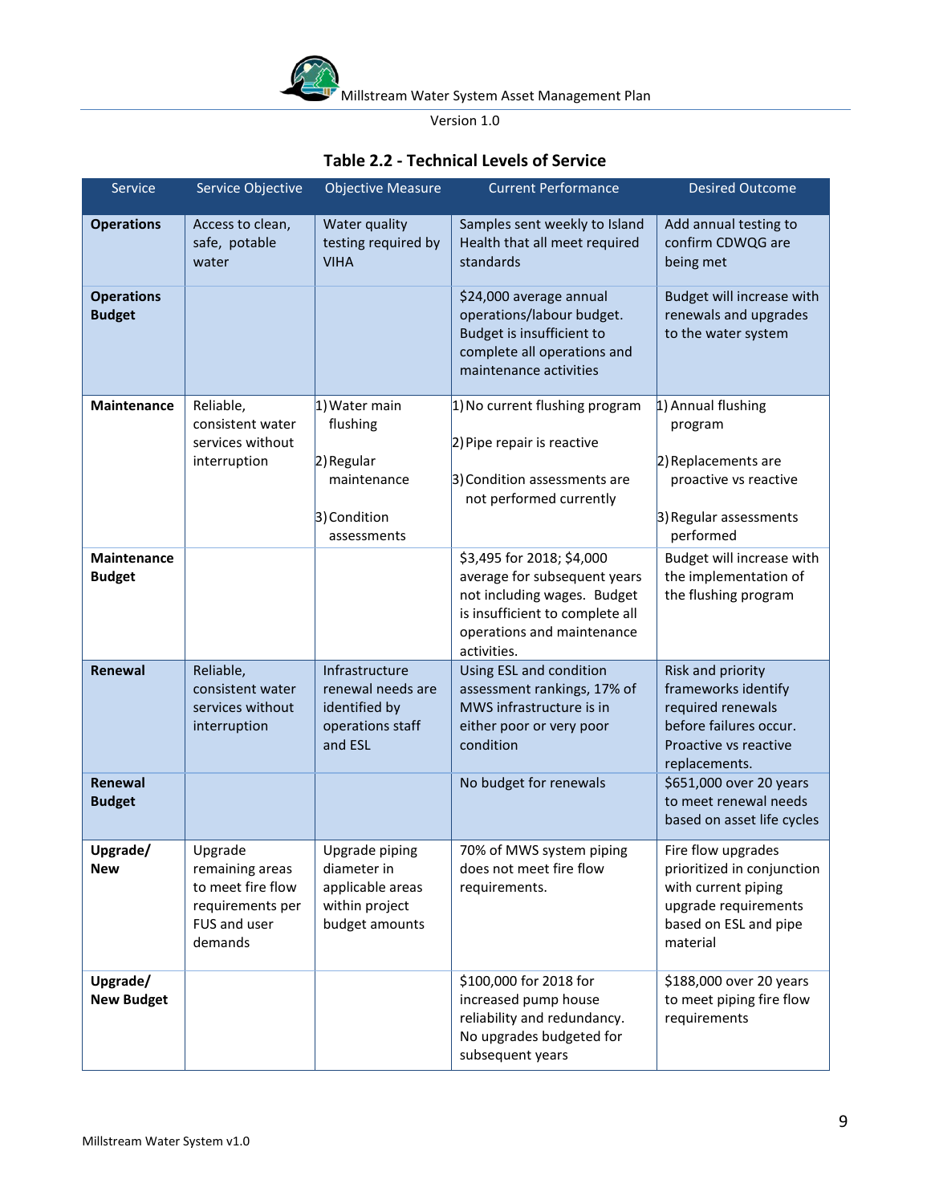**Table 2.2 - Technical Levels of Service**

| Service | Service Objective | Objective Measure | Current Performance | Desired Outcome |
|---|---|---|---|---|
| **Operations** | Access to clean, safe, potable water | Water quality testing required by VIHA | Samples sent weekly to Island Health that all meet required standards | Add annual testing to confirm CDWQG are being met |
| **Operations Budget** | | | $24,000 average annual operations/labour budget. Budget is insufficient to complete all operations and maintenance activities | Budget will increase with renewals and upgrades to the water system |
| **Maintenance** | Reliable, consistent water services without interruption | 1) Water main flushing<br>2) Regular maintenance<br>3) Condition assessments | 1) No current flushing program<br>2) Pipe repair is reactive<br>3) Condition assessments are not performed currently | 1) Annual flushing program<br>2) Replacements are proactive vs reactive<br>3) Regular assessments performed |
| **Maintenance Budget** | | | $3,495 for 2018; $4,000 average for subsequent years not including wages. Budget is insufficient to complete all operations and maintenance activities. | Budget will increase with the implementation of the flushing program |
| **Renewal** | Reliable, consistent water services without interruption | Infrastructure renewal needs are identified by operations staff and ESL | Using ESL and condition assessment rankings, 17% of MWS infrastructure is in either poor or very poor condition | Risk and priority frameworks identify required renewals before failures occur. Proactive vs reactive replacements. |
| **Renewal Budget** | | | No budget for renewals | $651,000 over 20 years to meet renewal needs based on asset life cycles |
| **Upgrade/ New** | Upgrade remaining areas to meet fire flow requirements per FUS and user demands | Upgrade piping diameter in applicable areas within project budget amounts | 70% of MWS system piping does not meet fire flow requirements. | Fire flow upgrades prioritized in conjunction with current piping upgrade requirements based on ESL and pipe material |
| **Upgrade/ New Budget** | | | $100,000 for 2018 for increased pump house reliability and redundancy. No upgrades budgeted for subsequent years | $188,000 over 20 years to meet piping fire flow requirements |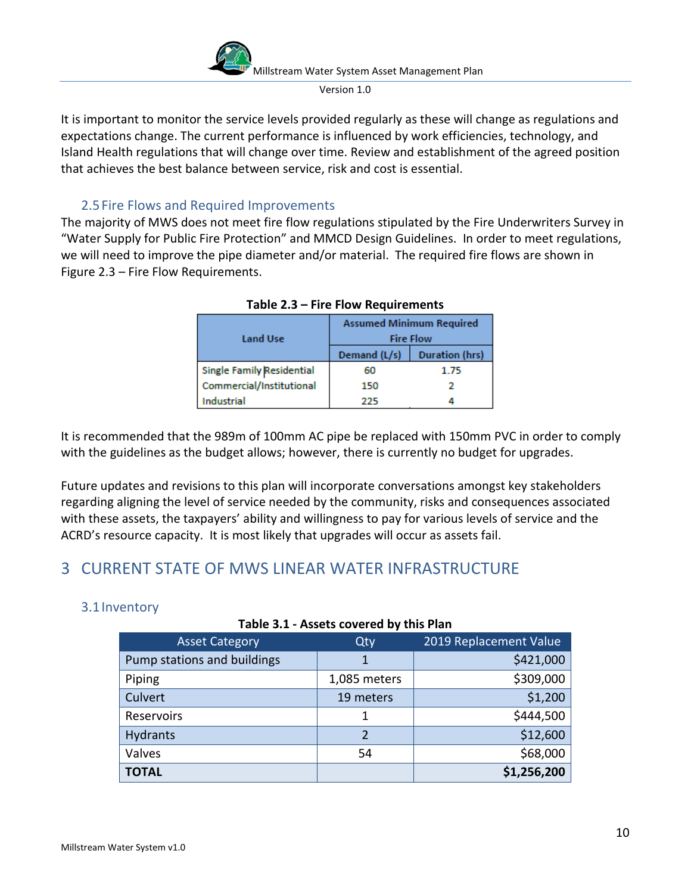It is important to monitor the service levels provided regularly as these will change as regulations and expectations change. The current performance is influenced by work efficiencies, technology, and Island Health regulations that will change over time. Review and establishment of the agreed position that achieves the best balance between service, risk and cost is essential.

## 2.5 Fire Flows and Required Improvements

The majority of MWS does not meet fire flow regulations stipulated by the Fire Underwriters Survey in "Water Supply for Public Fire Protection" and MMCD Design Guidelines. In order to meet regulations, we will need to improve the pipe diameter and/or material. The required fire flows are shown in Figure 2.3 – Fire Flow Requirements.

**Table 2.3 – Fire Flow Requirements**

| Land Use | Assumed Minimum Required Fire Flow | |
|---|---|---|
| | Demand (L/s) | Duration (hrs) |
| Single Family Residential | 60 | 1.75 |
| Commercial/Institutional | 150 | 2 |
| Industrial | 225 | 4 |

It is recommended that the 989m of 100mm AC pipe be replaced with 150mm PVC in order to comply with the guidelines as the budget allows; however, there is currently no budget for upgrades.

Future updates and revisions to this plan will incorporate conversations amongst key stakeholders regarding aligning the level of service needed by the community, risks and consequences associated with these assets, the taxpayers' ability and willingness to pay for various levels of service and the ACRD's resource capacity. It is most likely that upgrades will occur as assets fail.

# 3 CURRENT STATE OF MWS LINEAR WATER INFRASTRUCTURE

## 3.1 Inventory

**Table 3.1 - Assets covered by this Plan**

| Asset Category | Qty | 2019 Replacement Value |
|---|---|---|
| Pump stations and buildings | 1 | $421,000 |
| Piping | 1,085 meters | $309,000 |
| Culvert | 19 meters | $1,200 |
| Reservoirs | 1 | $444,500 |
| Hydrants | 2 | $12,600 |
| Valves | 54 | $68,000 |
| **TOTAL** | | **$1,256,200** |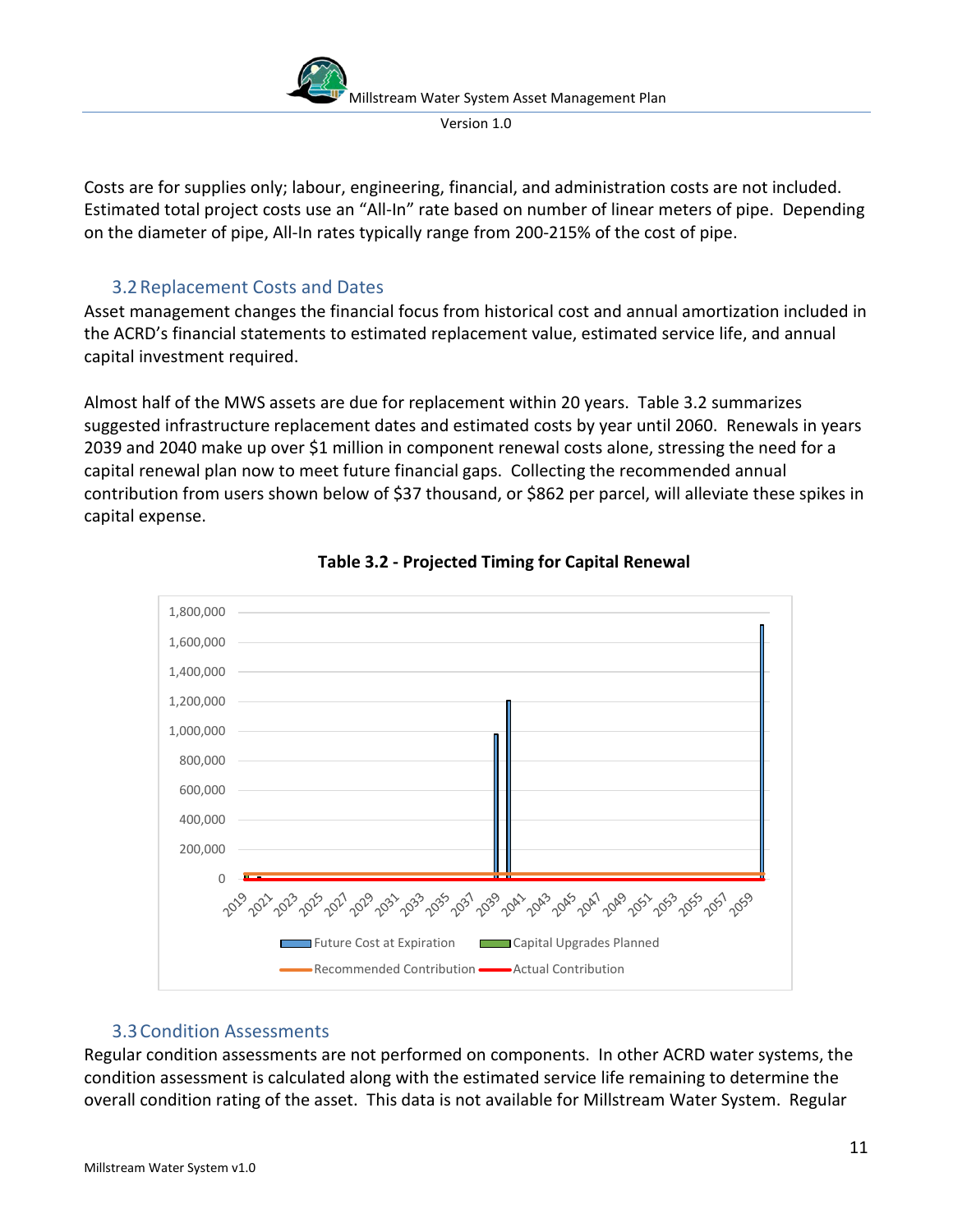Costs are for supplies only; labour, engineering, financial, and administration costs are not included. Estimated total project costs use an “All-In” rate based on number of linear meters of pipe. Depending on the diameter of pipe, All-In rates typically range from 200-215% of the cost of pipe.

## 3.2 Replacement Costs and Dates

Asset management changes the financial focus from historical cost and annual amortization included in the ACRD’s financial statements to estimated replacement value, estimated service life, and annual capital investment required.

Almost half of the MWS assets are due for replacement within 20 years. Table 3.2 summarizes suggested infrastructure replacement dates and estimated costs by year until 2060. Renewals in years 2039 and 2040 make up over $1 million in component renewal costs alone, stressing the need for a capital renewal plan now to meet future financial gaps. Collecting the recommended annual contribution from users shown below of $37 thousand, or $862 per parcel, will alleviate these spikes in capital expense.

**Table 3.2 - Projected Timing for Capital Renewal**

## 3.3 Condition Assessments

Regular condition assessments are not performed on components. In other ACRD water systems, the condition assessment is calculated along with the estimated service life remaining to determine the overall condition rating of the asset. This data is not available for Millstream Water System. Regular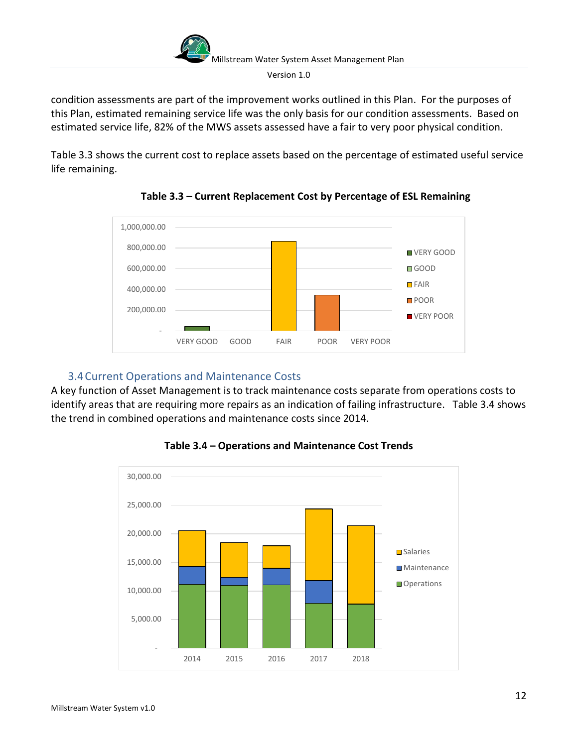condition assessments are part of the improvement works outlined in this Plan. For the purposes of this Plan, estimated remaining service life was the only basis for our condition assessments. Based on estimated service life, 82% of the MWS assets assessed have a fair to very poor physical condition.

Table 3.3 shows the current cost to replace assets based on the percentage of estimated useful service life remaining.

**Table 3.3 – Current Replacement Cost by Percentage of ESL Remaining**

## 3.4 Current Operations and Maintenance Costs

A key function of Asset Management is to track maintenance costs separate from operations costs to identify areas that are requiring more repairs as an indication of failing infrastructure. Table 3.4 shows the trend in combined operations and maintenance costs since 2014.

**Table 3.4 – Operations and Maintenance Cost Trends**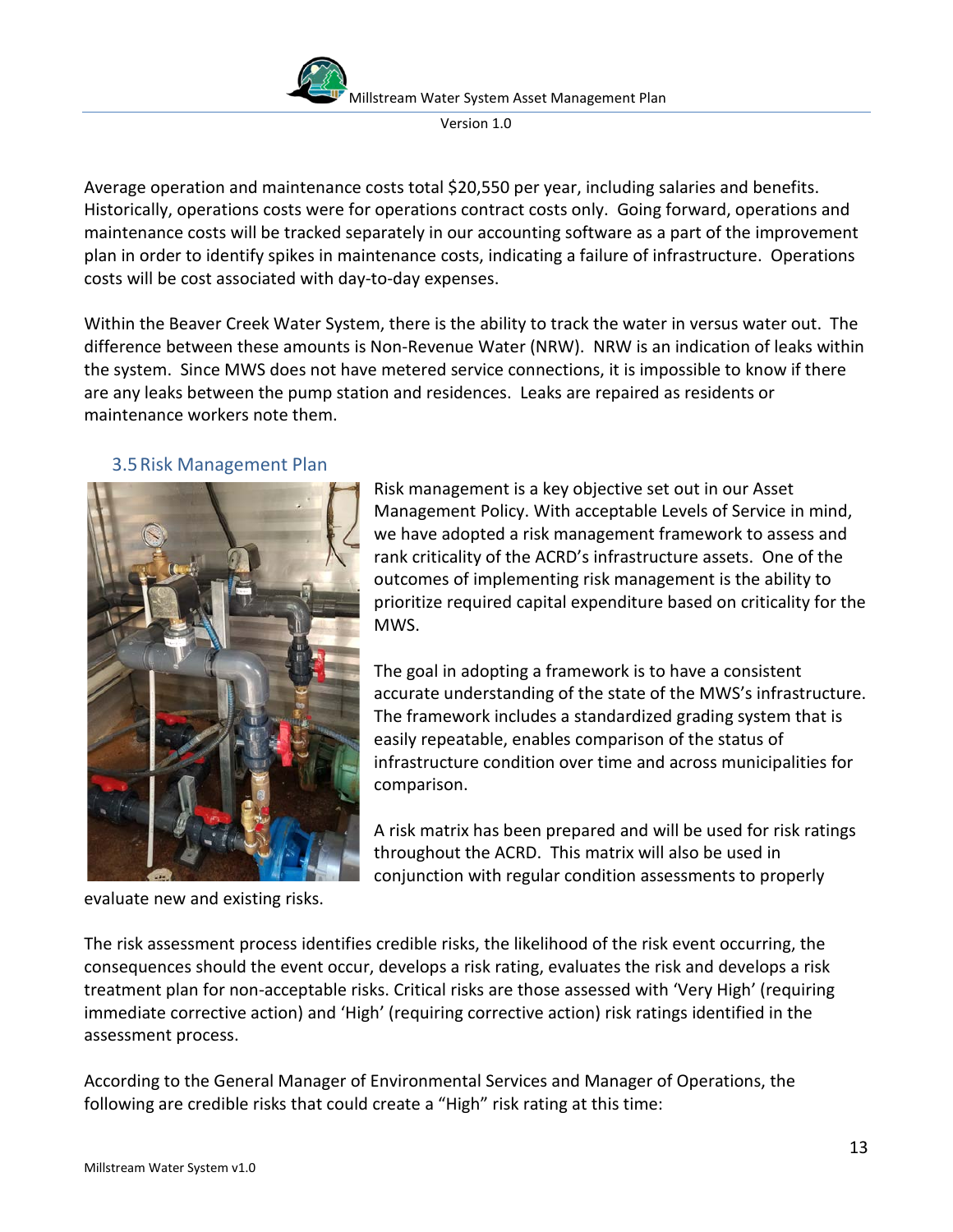Average operation and maintenance costs total $20,550 per year, including salaries and benefits. Historically, operations costs were for operations contract costs only. Going forward, operations and maintenance costs will be tracked separately in our accounting software as a part of the improvement plan in order to identify spikes in maintenance costs, indicating a failure of infrastructure. Operations costs will be cost associated with day-to-day expenses.

Within the Beaver Creek Water System, there is the ability to track the water in versus water out. The difference between these amounts is Non-Revenue Water (NRW). NRW is an indication of leaks within the system. Since MWS does not have metered service connections, it is impossible to know if there are any leaks between the pump station and residences. Leaks are repaired as residents or maintenance workers note them.

### 3.5 Risk Management Plan

Risk management is a key objective set out in our Asset Management Policy. With acceptable Levels of Service in mind, we have adopted a risk management framework to assess and rank criticality of the ACRD's infrastructure assets. One of the outcomes of implementing risk management is the ability to prioritize required capital expenditure based on criticality for the MWS.

The goal in adopting a framework is to have a consistent accurate understanding of the state of the MWS's infrastructure. The framework includes a standardized grading system that is easily repeatable, enables comparison of the status of infrastructure condition over time and across municipalities for comparison.

A risk matrix has been prepared and will be used for risk ratings throughout the ACRD. This matrix will also be used in conjunction with regular condition assessments to properly evaluate new and existing risks.

The risk assessment process identifies credible risks, the likelihood of the risk event occurring, the consequences should the event occur, develops a risk rating, evaluates the risk and develops a risk treatment plan for non-acceptable risks. Critical risks are those assessed with 'Very High' (requiring immediate corrective action) and 'High' (requiring corrective action) risk ratings identified in the assessment process.

According to the General Manager of Environmental Services and Manager of Operations, the following are credible risks that could create a "High" risk rating at this time: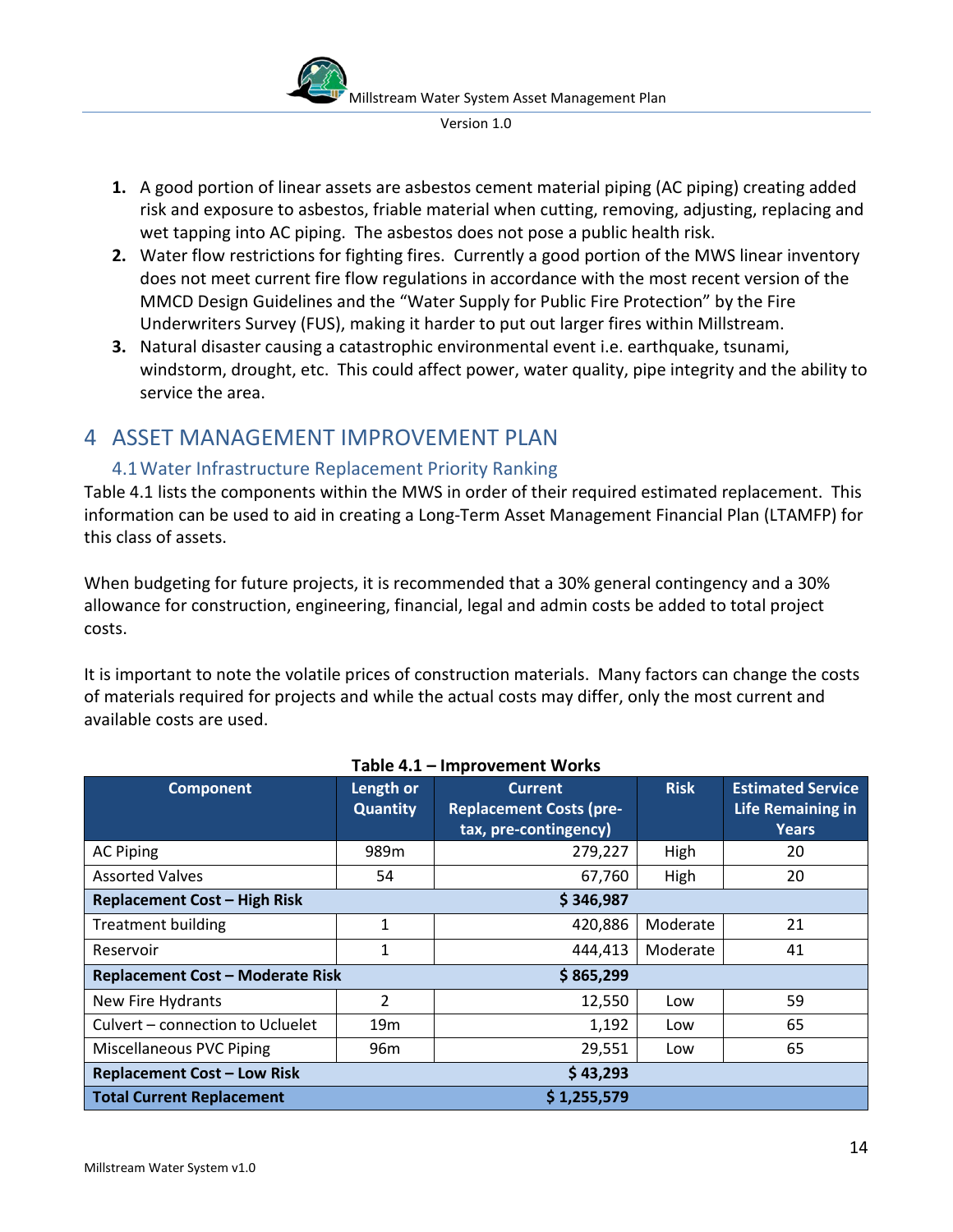1. A good portion of linear assets are asbestos cement material piping (AC piping) creating added risk and exposure to asbestos, friable material when cutting, removing, adjusting, replacing and wet tapping into AC piping. The asbestos does not pose a public health risk.
2. Water flow restrictions for fighting fires. Currently a good portion of the MWS linear inventory does not meet current fire flow regulations in accordance with the most recent version of the MMCD Design Guidelines and the "Water Supply for Public Fire Protection" by the Fire Underwriters Survey (FUS), making it harder to put out larger fires within Millstream.
3. Natural disaster causing a catastrophic environmental event i.e. earthquake, tsunami, windstorm, drought, etc. This could affect power, water quality, pipe integrity and the ability to service the area.

# 4 ASSET MANAGEMENT IMPROVEMENT PLAN

## 4.1 Water Infrastructure Replacement Priority Ranking

Table 4.1 lists the components within the MWS in order of their required estimated replacement. This information can be used to aid in creating a Long-Term Asset Management Financial Plan (LTAMFP) for this class of assets.

When budgeting for future projects, it is recommended that a 30% general contingency and a 30% allowance for construction, engineering, financial, legal and admin costs be added to total project costs.

It is important to note the volatile prices of construction materials. Many factors can change the costs of materials required for projects and while the actual costs may differ, only the most current and available costs are used.

**Table 4.1 – Improvement Works**

| Component | Length or Quantity | Current Replacement Costs (pre-tax, pre-contingency) | Risk | Estimated Service Life Remaining in Years |
|---|---|---|---|---|
| AC Piping | 989m | 279,227 | High | 20 |
| Assorted Valves | 54 | 67,760 | High | 20 |
| **Replacement Cost – High Risk** | | **$ 346,987** | | |
| Treatment building | 1 | 420,886 | Moderate | 21 |
| Reservoir | 1 | 444,413 | Moderate | 41 |
| **Replacement Cost – Moderate Risk** | | **$ 865,299** | | |
| New Fire Hydrants | 2 | 12,550 | Low | 59 |
| Culvert – connection to Ucluelet | 19m | 1,192 | Low | 65 |
| Miscellaneous PVC Piping | 96m | 29,551 | Low | 65 |
| **Replacement Cost – Low Risk** | | **$ 43,293** | | |
| **Total Current Replacement** | | **$ 1,255,579** | | |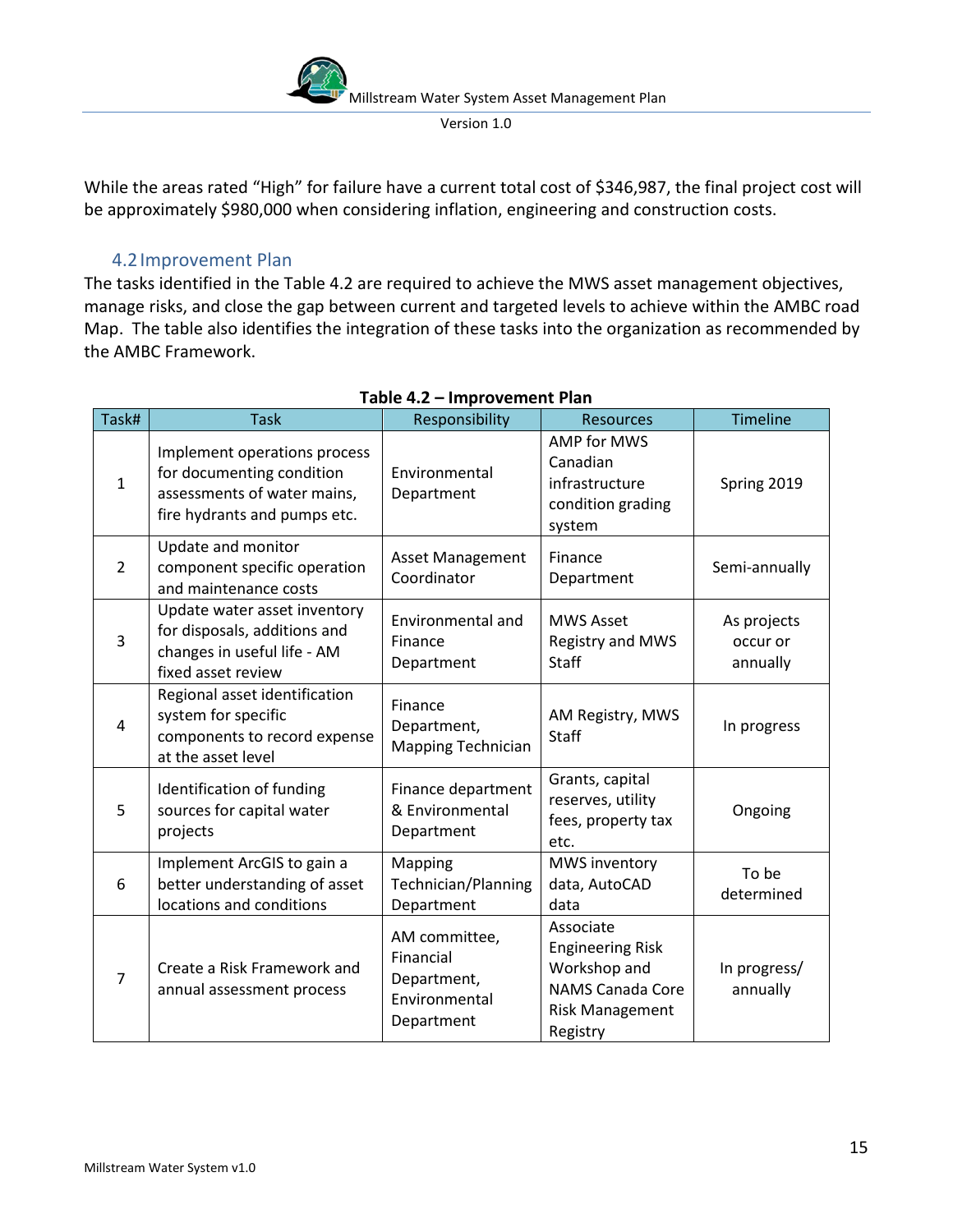While the areas rated "High" for failure have a current total cost of $346,987, the final project cost will be approximately $980,000 when considering inflation, engineering and construction costs.

## 4.2 Improvement Plan

The tasks identified in the Table 4.2 are required to achieve the MWS asset management objectives, manage risks, and close the gap between current and targeted levels to achieve within the AMBC road Map. The table also identifies the integration of these tasks into the organization as recommended by the AMBC Framework.

**Table 4.2 – Improvement Plan**

| Task# | Task | Responsibility | Resources | Timeline |
|---|---|---|---|---|
| 1 | Implement operations process for documenting condition assessments of water mains, fire hydrants and pumps etc. | Environmental Department | AMP for MWS Canadian infrastructure condition grading system | Spring 2019 |
| 2 | Update and monitor component specific operation and maintenance costs | Asset Management Coordinator | Finance Department | Semi-annually |
| 3 | Update water asset inventory for disposals, additions and changes in useful life - AM fixed asset review | Environmental and Finance Department | MWS Asset Registry and MWS Staff | As projects occur or annually |
| 4 | Regional asset identification system for specific components to record expense at the asset level | Finance Department, Mapping Technician | AM Registry, MWS Staff | In progress |
| 5 | Identification of funding sources for capital water projects | Finance department & Environmental Department | Grants, capital reserves, utility fees, property tax etc. | Ongoing |
| 6 | Implement ArcGIS to gain a better understanding of asset locations and conditions | Mapping Technician/Planning Department | MWS inventory data, AutoCAD data | To be determined |
| 7 | Create a Risk Framework and annual assessment process | AM committee, Financial Department, Environmental Department | Associate Engineering Risk Workshop and NAMS Canada Core Risk Management Registry | In progress/ annually |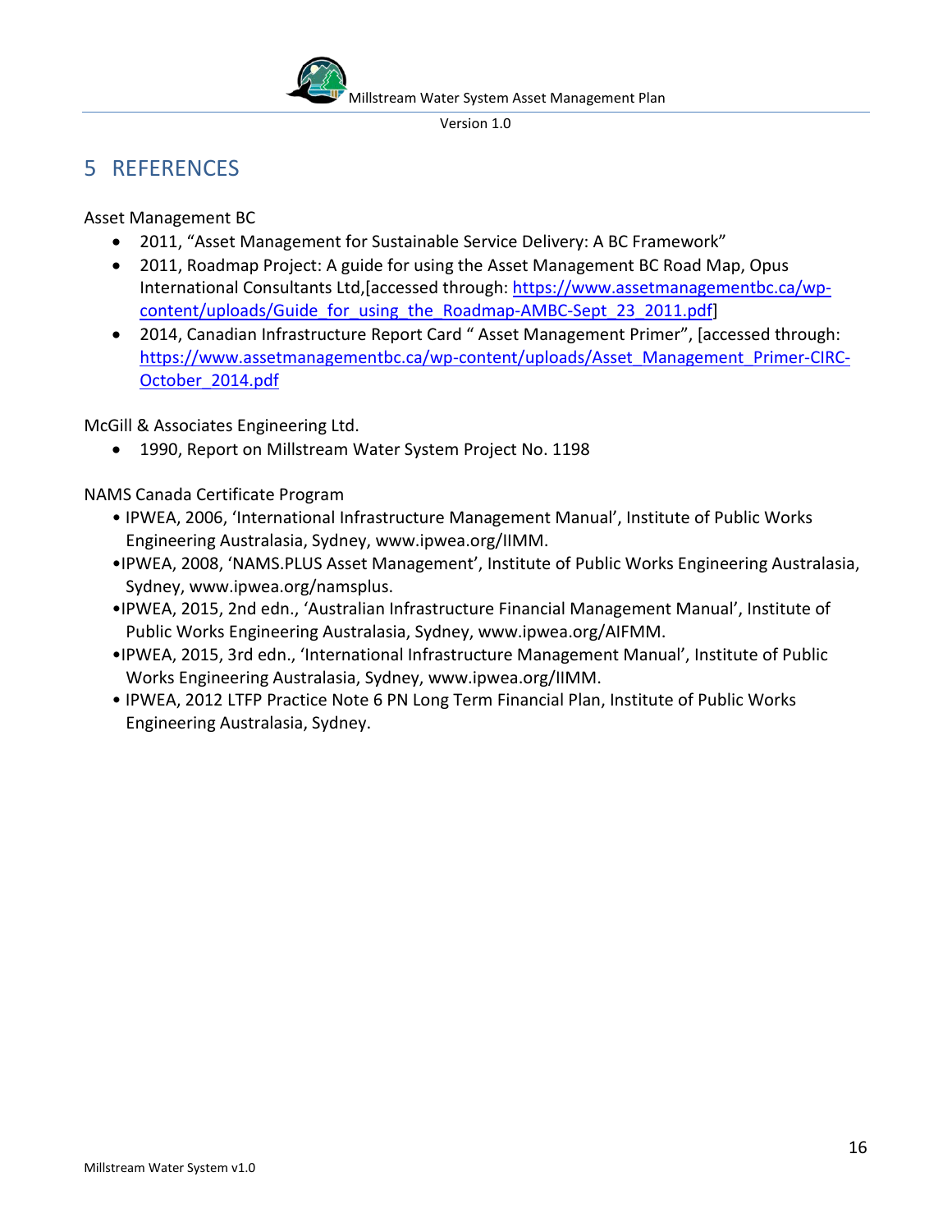# 5 REFERENCES

Asset Management BC

- 2011, "Asset Management for Sustainable Service Delivery: A BC Framework"
- 2011, Roadmap Project: A guide for using the Asset Management BC Road Map, Opus International Consultants Ltd,[accessed through: https://www.assetmanagementbc.ca/wp-content/uploads/Guide_for_using_the_Roadmap-AMBC-Sept_23_2011.pdf]
- 2014, Canadian Infrastructure Report Card " Asset Management Primer", [accessed through: https://www.assetmanagementbc.ca/wp-content/uploads/Asset_Management_Primer-CIRC-October_2014.pdf

McGill & Associates Engineering Ltd.

- 1990, Report on Millstream Water System Project No. 1198

NAMS Canada Certificate Program

- IPWEA, 2006, 'International Infrastructure Management Manual', Institute of Public Works Engineering Australasia, Sydney, www.ipwea.org/IIMM.
- IPWEA, 2008, 'NAMS.PLUS Asset Management', Institute of Public Works Engineering Australasia, Sydney, www.ipwea.org/namsplus.
- IPWEA, 2015, 2nd edn., 'Australian Infrastructure Financial Management Manual', Institute of Public Works Engineering Australasia, Sydney, www.ipwea.org/AIFMM.
- IPWEA, 2015, 3rd edn., 'International Infrastructure Management Manual', Institute of Public Works Engineering Australasia, Sydney, www.ipwea.org/IIMM.
- IPWEA, 2012 LTFP Practice Note 6 PN Long Term Financial Plan, Institute of Public Works Engineering Australasia, Sydney.